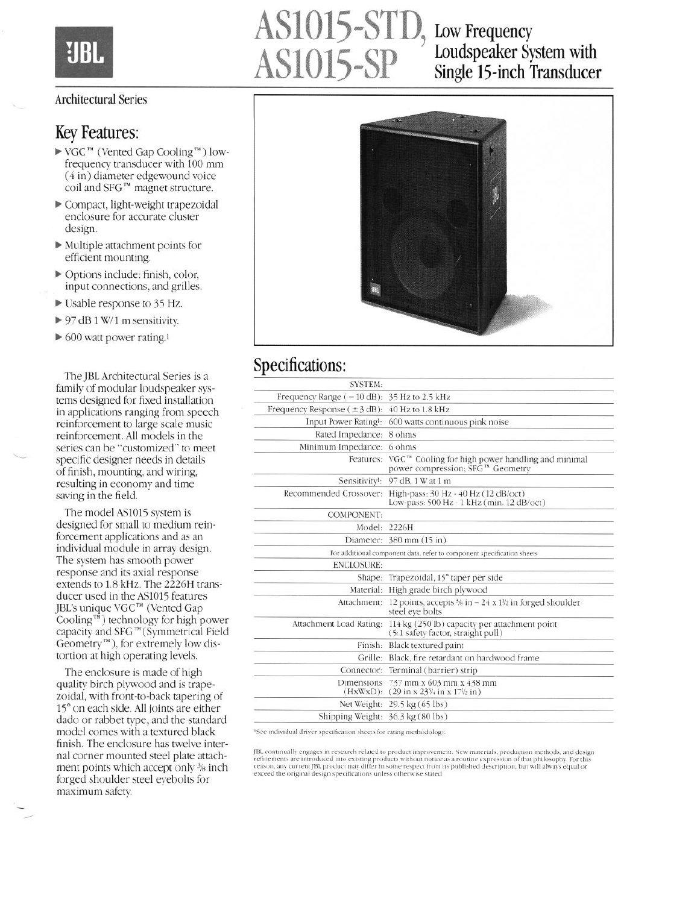# AS1015-STD, AS1015-SP

## Low Frequency Loudspeaker System with Single 15-inch Transducer

Architectural Series

## Key Features:

- VGC™ (Vented Gap Cooling™) low-frequency transducer with 100 mm (4 in) diameter edgewound voice coil and SFG™ magnet structure.
- Compact, light-weight trapezoidal enclosure for accurate cluster design.
- Multiple attachment points for efficient mounting.
- Options include: finish, color, input connections, and grilles.
- Usable response to 35 Hz.
- 97 dB 1 W/1 m sensitivity.
- 600 watt power rating.[1]

The JBL Architectural Series is a family of modular loudspeaker systems designed for fixed installation in applications ranging from speech reinforcement to large scale music reinforcement. All models in the series can be "customized" to meet specific designer needs in details of finish, mounting, and wiring, resulting in economy and time saving in the field.

The model AS1015 system is designed for small to medium reinforcement applications and as an individual module in array design. The system has smooth power response and its axial response extends to 1.8 kHz. The 2226H transducer used in the AS1015 features JBL's unique VGC™ (Vented Gap Cooling™) technology for high power capacity and SFG™ (Symmetrical Field Geometry™), for extremely low distortion at high operating levels.

The enclosure is made of high quality birch plywood and is trapezoidal, with front-to-back tapering of 15° on each side. All joints are either dado or rabbet type, and the standard model comes with a textured black finish. The enclosure has twelve internal corner mounted steel plate attachment points which accept only 3/8 inch forged shoulder steel eyebolts for maximum safety.

## Specifications:

| | |
|---|---|
| SYSTEM: | |
| Frequency Range (−10 dB): | 35 Hz to 2.5 kHz |
| Frequency Response (±3 dB): | 40 Hz to 1.8 kHz |
| Input Power Rating[1]: | 600 watts continuous pink noise |
| Rated Impedance: | 8 ohms |
| Minimum Impedance: | 6 ohms |
| Features: | VGC™ Cooling for high power handling and minimal power compression; SFG™ Geometry |
| Sensitivity[1]: | 97 dB, 1 W at 1 m |
| Recommended Crossover: | High-pass: 30 Hz - 40 Hz (12 dB/oct) Low-pass: 500 Hz - 1 kHz (min. 12 dB/oct) |
| COMPONENT: | |
| Model: | 2226H |
| Diameter: | 380 mm (15 in) |
| For additional component data, refer to component specification sheets | |
| ENCLOSURE: | |
| Shape: | Trapezoidal, 15° taper per side |
| Material: | High grade birch plywood |
| Attachment: | 12 points, accepts 3/8 in − 24 x 1½ in forged shoulder steel eye bolts |
| Attachment Load Rating: | 114 kg (250 lb) capacity per attachment point (5:1 safety factor, straight pull) |
| Finish: | Black textured paint |
| Grille: | Black, fire retardant on hardwood frame |
| Connector: | Terminal (barrier) strip |
| Dimensions (HxWxD): | 737 mm x 603 mm x 438 mm (29 in x 23¾ in x 17½ in) |
| Net Weight: | 29.5 kg (65 lbs) |
| Shipping Weight: | 36.3 kg (80 lbs) |

[1]See individual driver specification sheets for rating methodology.

JBL continually engages in research related to product improvement. New materials, production methods, and design refinements are introduced into existing products without notice as a routine expression of that philosophy. For this reason, any current JBL product may differ in some respect from its published description, but will always equal or exceed the original design specifications unless otherwise stated.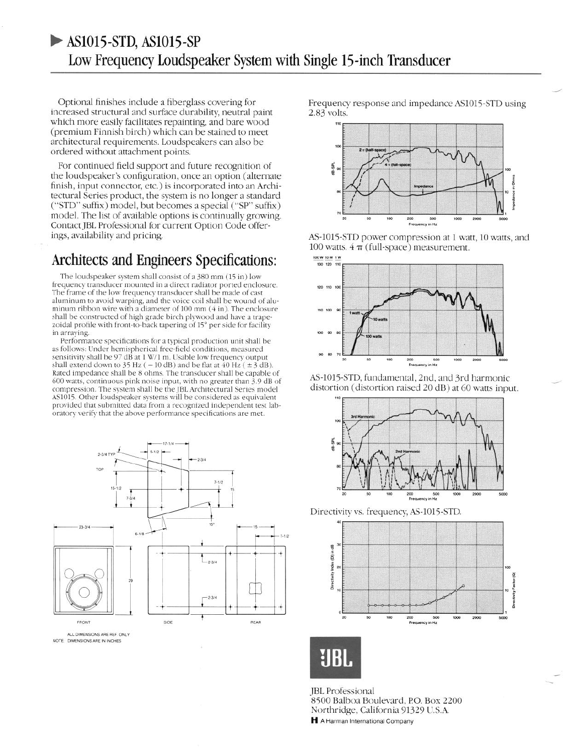# ▶ AS1015-STD, AS1015-SP

## Low Frequency Loudspeaker System with Single 15-inch Transducer

Optional finishes include a fiberglass covering for increased structural and surface durability, neutral paint which more easily facilitates repainting, and bare wood (premium Finnish birch) which can be stained to meet architectural requirements. Loudspeakers can also be ordered without attachment points.

For continued field support and future recognition of the loudspeaker's configuration, once an option (alternate finish, input connector, etc.) is incorporated into an Architectural Series product, the system is no longer a standard ("STD" suffix) model, but becomes a special ("SP" suffix) model. The list of available options is continually growing. Contact JBL Professional for current Option Code offerings, availability and pricing.

## Architects and Engineers Specifications:

The loudspeaker system shall consist of a 380 mm (15 in) low frequency transducer mounted in a direct radiator ported enclosure. The frame of the low frequency transducer shall be made of cast aluminum to avoid warping, and the voice coil shall be wound of aluminum ribbon wire with a diameter of 100 mm (4 in). The enclosure shall be constructed of high grade birch plywood and have a trapezoidal profile with front-to-back tapering of 15° per side for facility in arraying.

Performance specifications for a typical production unit shall be as follows: Under hemispherical free-field conditions, measured sensitivity shall be 97 dB at 1 W/1 m. Usable low frequency output shall extend down to 35 Hz (– 10 dB) and be flat at 40 Hz (± 3 dB). Rated impedance shall be 8 ohms. The transducer shall be capable of 600 watts, continuous pink noise input, with no greater than 3.9 dB of compression. The system shall be the JBL Architectural Series model AS1015. Other loudspeaker systems will be considered as equivalent provided that submitted data from a recognized independent test laboratory verify that the above performance specifications are met.

17-1/4
5-1/2
2-3/4 TYP
2-3/4
TOP
15-1/2
7-3/4
7-1/2
15
15°
6-1/8
23-3/4
15
7-1/2
29
2-3/4
2-3/4
FRONT
SIDE
REAR

ALL DIMENSIONS ARE REF. ONLY
NOTE: DIMENSIONS ARE IN INCHES

Frequency response and impedance AS1015-STD using 2.83 volts.

110
100
90
80
70
dB SPL
2 π (half-space)
4 π (full-space)
Impedance
100
10
1
Impedance in Ohms
20 50 100 200 500 1000 2000 5000
Frequency in Hz

AS-1015-STD power compression at 1 watt, 10 watts, and 100 watts. 4 π (full-space) measurement.

100 W 10 W 1 W
130 120 110
120 110 100
110 100 90
100 90 80
90 80 70
1 watt
10 watts
100 watts
20 50 100 200 500 1000 2000 5000
Frequency in Hz

AS-1015-STD, fundamental, 2nd, and 3rd harmonic distortion (distortion raised 20 dB) at 60 watts input.

110
100
90
80
70
dB SPL
3rd Harmonic
2nd Harmonic
20 50 100 200 500 1000 2000 5000
Frequency in Hz

Directivity vs. frequency, AS-1015-STD.

40
30
20
10
0
Directivity Index (DI) in dB
100
10
1
Directivity Factor (Q)
20 50 100 200 500 1000 2000 5000
Frequency in Hz

JBL

JBL Professional
8500 Balboa Boulevard, P.O. Box 2200
Northridge, California 91329 U.S.A.
H A Harman International Company